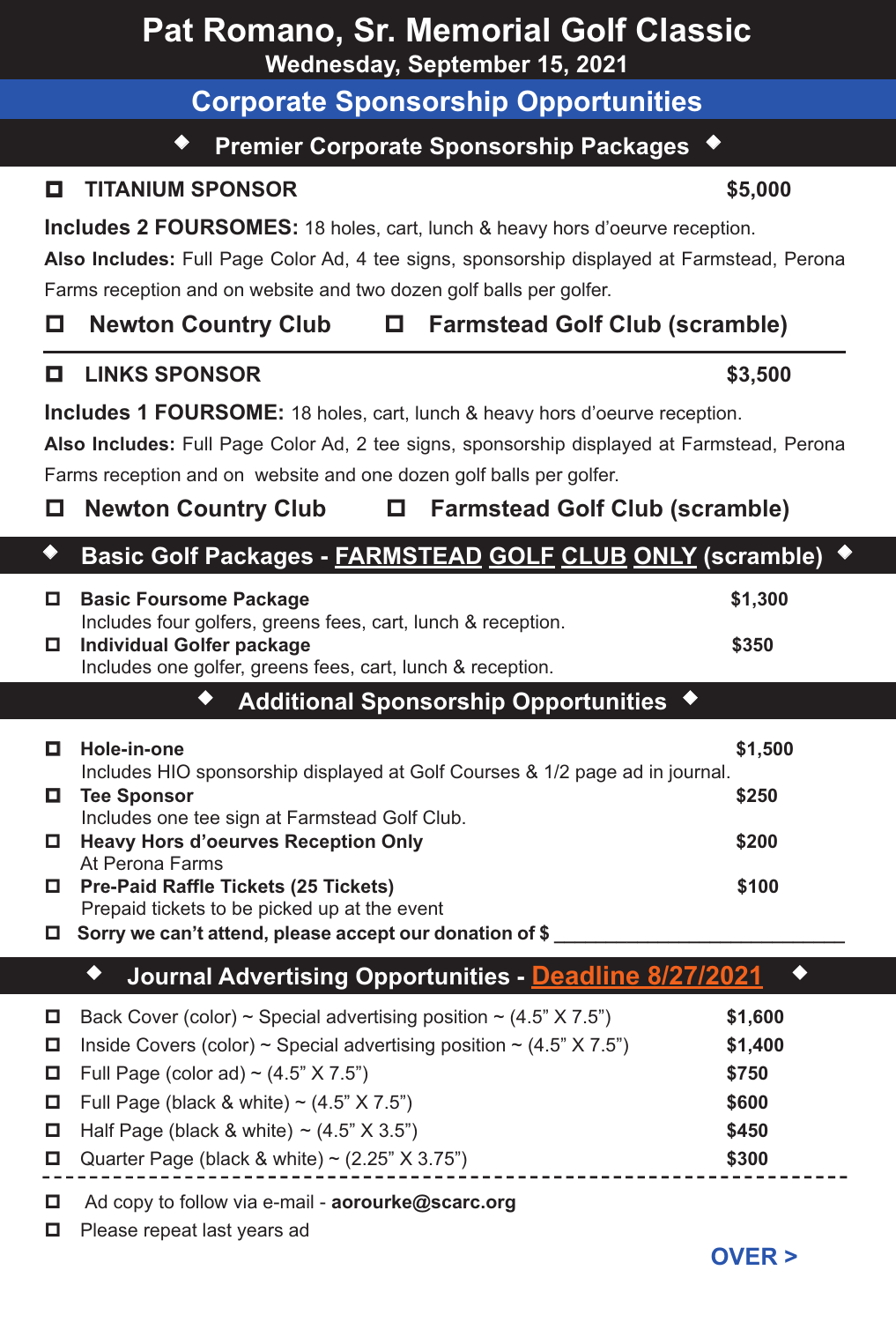# Pat Romano, Sr. Memorial Golf Classic

**Wednesday, September 15, 2021**

## Corporate Sponsorship Opportunities

### ◆ Premier Corporate Sponsorship Packages ◆

☐ **TITANIUM SPONSOR** **$5,000**

**Includes 2 FOURSOMES:** 18 holes, cart, lunch & heavy hors d'oeurve reception.

**Also Includes:** Full Page Color Ad, 4 tee signs, sponsorship displayed at Farmstead, Perona Farms reception and on website and two dozen golf balls per golfer.

☐ **Newton Country Club** ☐ **Farmstead Golf Club (scramble)**

---

☐ **LINKS SPONSOR** **$3,500**

**Includes 1 FOURSOME:** 18 holes, cart, lunch & heavy hors d'oeurve reception.

**Also Includes:** Full Page Color Ad, 2 tee signs, sponsorship displayed at Farmstead, Perona Farms reception and on website and one dozen golf balls per golfer.

☐ **Newton Country Club** ☐ **Farmstead Golf Club (scramble)**

### ◆ Basic Golf Packages - FARMSTEAD GOLF CLUB ONLY (scramble) ◆

☐ **Basic Foursome Package** **$1,300**
Includes four golfers, greens fees, cart, lunch & reception.

☐ **Individual Golfer package** **$350**
Includes one golfer, greens fees, cart, lunch & reception.

### ◆ Additional Sponsorship Opportunities ◆

☐ **Hole-in-one** **$1,500**
Includes HIO sponsorship displayed at Golf Courses & 1/2 page ad in journal.

☐ **Tee Sponsor** **$250**
Includes one tee sign at Farmstead Golf Club.

☐ **Heavy Hors d'oeurves Reception Only** **$200**
At Perona Farms

☐ **Pre-Paid Raffle Tickets (25 Tickets)** **$100**
Prepaid tickets to be picked up at the event

☐ **Sorry we can't attend, please accept our donation of $ ____________________________**

### ◆ Journal Advertising Opportunities - Deadline 8/27/2021 ◆

| | | |
|---|---|---|
| ☐ | Back Cover (color) ~ Special advertising position ~ (4.5" X 7.5") | **$1,600** |
| ☐ | Inside Covers (color) ~ Special advertising position ~ (4.5" X 7.5") | **$1,400** |
| ☐ | Full Page (color ad) ~ (4.5" X 7.5") | **$750** |
| ☐ | Full Page (black & white) ~ (4.5" X 7.5") | **$600** |
| ☐ | Half Page (black & white) ~ (4.5" X 3.5") | **$450** |
| ☐ | Quarter Page (black & white) ~ (2.25" X 3.75") | **$300** |

---

☐ Ad copy to follow via e-mail - **aorourke@scarc.org**

☐ Please repeat last years ad

**OVER >**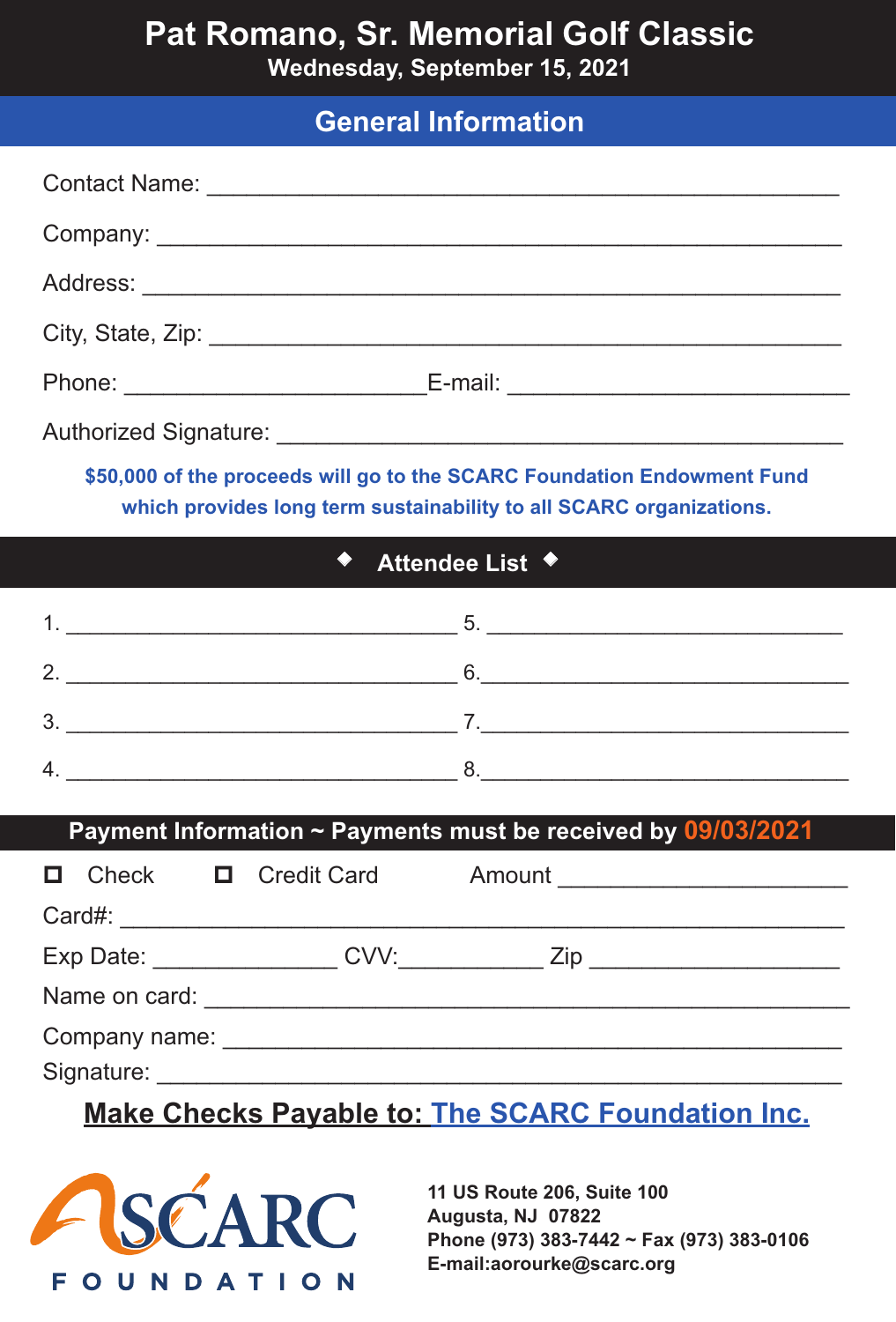# Pat Romano, Sr. Memorial Golf Classic

**Wednesday, September 15, 2021**

## General Information

Contact Name: ______________________________________________

Company: ______________________________________________

Address: ______________________________________________

City, State, Zip: ______________________________________________

Phone: ______________________ E-mail: ______________________

Authorized Signature: ______________________________________________

**$50,000 of the proceeds will go to the SCARC Foundation Endowment Fund which provides long term sustainability to all SCARC organizations.**

## ◆ Attendee List ◆

1. ______________________________ 5. ______________________________

2. ______________________________ 6. ______________________________

3. ______________________________ 7. ______________________________

4. ______________________________ 8. ______________________________

## Payment Information ~ Payments must be received by 09/03/2021

☐ Check ☐ Credit Card Amount ______________________

Card#: ______________________________________________

Exp Date: ______________ CVV: ___________ Zip ___________________

Name on card: ______________________________________________

Company name: ______________________________________________

Signature: ______________________________________________

**Make Checks Payable to: The SCARC Foundation Inc.**

SCARC FOUNDATION

**11 US Route 206, Suite 100**
**Augusta, NJ 07822**
**Phone (973) 383-7442 ~ Fax (973) 383-0106**
**E-mail:aorourke@scarc.org**